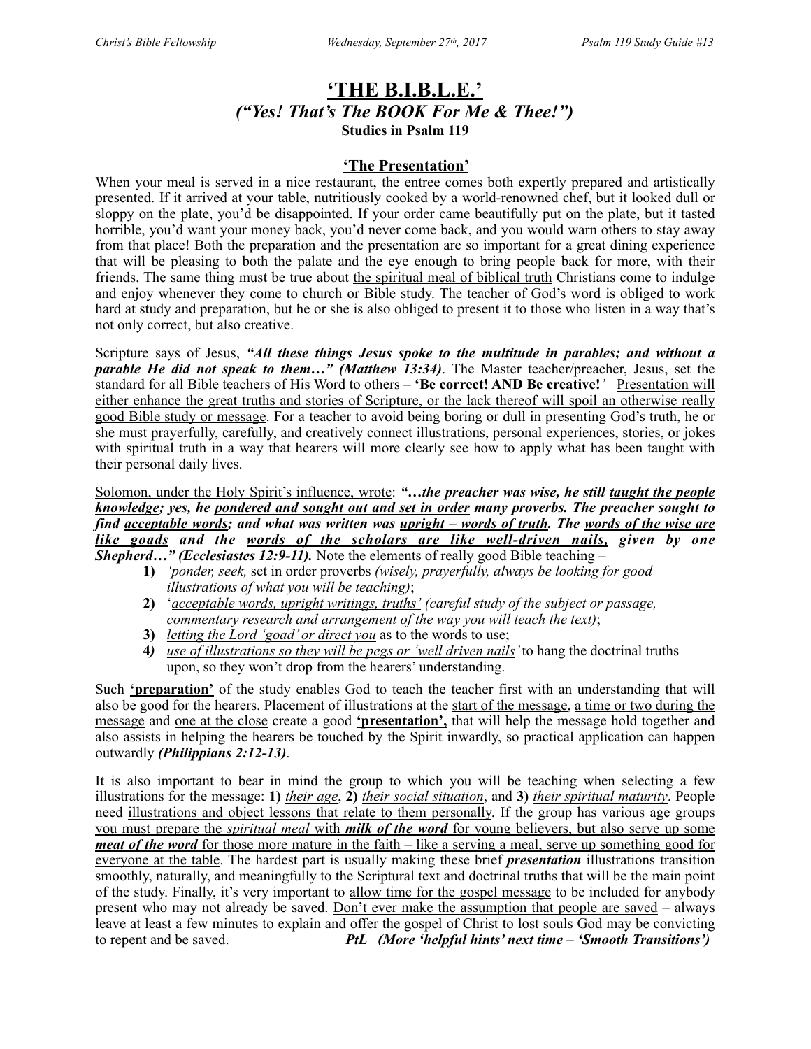# 'THE B.I.B.L.E.'

## *("Yes! That's The BOOK For Me & Thee!")*

**Studies in Psalm 119**

### 'The Presentation'

When your meal is served in a nice restaurant, the entree comes both expertly prepared and artistically presented. If it arrived at your table, nutritiously cooked by a world-renowned chef, but it looked dull or sloppy on the plate, you'd be disappointed. If your order came beautifully put on the plate, but it tasted horrible, you'd want your money back, you'd never come back, and you would warn others to stay away from that place! Both the preparation and the presentation are so important for a great dining experience that will be pleasing to both the palate and the eye enough to bring people back for more, with their friends. The same thing must be true about the spiritual meal of biblical truth Christians come to indulge and enjoy whenever they come to church or Bible study. The teacher of God's word is obliged to work hard at study and preparation, but he or she is also obliged to present it to those who listen in a way that's not only correct, but also creative.

Scripture says of Jesus, ***"All these things Jesus spoke to the multitude in parables; and without a parable He did not speak to them…" (Matthew 13:34)***. The Master teacher/preacher, Jesus, set the standard for all Bible teachers of His Word to others – **'Be correct! AND Be creative!'** Presentation will either enhance the great truths and stories of Scripture, or the lack thereof will spoil an otherwise really good Bible study or message. For a teacher to avoid being boring or dull in presenting God's truth, he or she must prayerfully, carefully, and creatively connect illustrations, personal experiences, stories, or jokes with spiritual truth in a way that hearers will more clearly see how to apply what has been taught with their personal daily lives.

Solomon, under the Holy Spirit's influence, wrote: ***"…the preacher was wise, he still taught the people knowledge; yes, he pondered and sought out and set in order many proverbs. The preacher sought to find acceptable words; and what was written was upright – words of truth. The words of the wise are like goads and the words of the scholars are like well-driven nails, given by one Shepherd…" (Ecclesiastes 12:9-11).*** Note the elements of really good Bible teaching –

1) *'ponder, seek,* set in order proverbs *(wisely, prayerfully, always be looking for good illustrations of what you will be teaching)*;
2) '*acceptable words, upright writings, truths' (careful study of the subject or passage, commentary research and arrangement of the way you will teach the text)*;
3) *letting the Lord 'goad' or direct you* as to the words to use;
4) *use of illustrations so they will be pegs or 'well driven nails'* to hang the doctrinal truths upon, so they won't drop from the hearers' understanding.

Such **'preparation'** of the study enables God to teach the teacher first with an understanding that will also be good for the hearers. Placement of illustrations at the start of the message, a time or two during the message and one at the close create a good **'presentation',** that will help the message hold together and also assists in helping the hearers be touched by the Spirit inwardly, so practical application can happen outwardly ***(Philippians 2:12-13)***.

It is also important to bear in mind the group to which you will be teaching when selecting a few illustrations for the message: **1)** *their age*, **2)** *their social situation*, and **3)** *their spiritual maturity*. People need illustrations and object lessons that relate to them personally. If the group has various age groups you must prepare the *spiritual meal* with ***milk of the word*** for young believers, but also serve up some ***meat of the word*** for those more mature in the faith – like a serving a meal, serve up something good for everyone at the table. The hardest part is usually making these brief ***presentation*** illustrations transition smoothly, naturally, and meaningfully to the Scriptural text and doctrinal truths that will be the main point of the study. Finally, it's very important to allow time for the gospel message to be included for anybody present who may not already be saved. Don't ever make the assumption that people are saved – always leave at least a few minutes to explain and offer the gospel of Christ to lost souls God may be convicting to repent and be saved. ***PtL (More 'helpful hints' next time – 'Smooth Transitions')***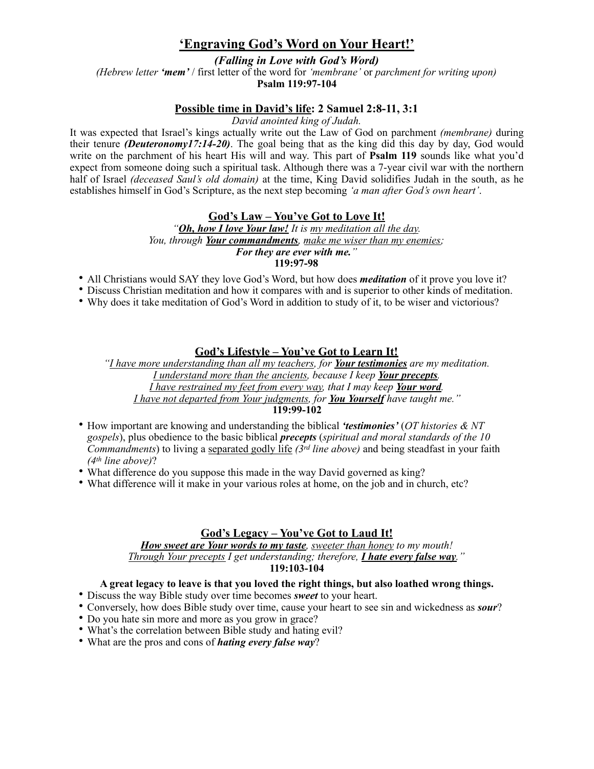# **'Engraving God's Word on Your Heart!'**

***(Falling in Love with God's Word)***

*(Hebrew letter **'mem'** /* first letter of the word for *'membrane'* or *parchment for writing upon)*

**Psalm 119:97-104**

## **Possible time in David's life: 2 Samuel 2:8-11, 3:1**

*David anointed king of Judah.*

It was expected that Israel's kings actually write out the Law of God on parchment *(membrane)* during their tenure ***(Deuteronomy17:14-20)***. The goal being that as the king did this day by day, God would write on the parchment of his heart His will and way. This part of **Psalm 119** sounds like what you'd expect from someone doing such a spiritual task. Although there was a 7-year civil war with the northern half of Israel *(deceased Saul's old domain)* at the time, King David solidifies Judah in the south, as he establishes himself in God's Scripture, as the next step becoming *'a man after God's own heart'*.

## **God's Law – You've Got to Love It!**

*"**Oh, how I love Your law!** It is my meditation all the day.*
*You, through **Your commandments**, make me wiser than my enemies;*
***For they are ever with me."***
**119:97-98**

- All Christians would SAY they love God's Word, but how does ***meditation*** of it prove you love it?
- Discuss Christian meditation and how it compares with and is superior to other kinds of meditation.
- Why does it take meditation of God's Word in addition to study of it, to be wiser and victorious?

## **God's Lifestyle – You've Got to Learn It!**

*"I have more understanding than all my teachers, for **Your testimonies** are my meditation.*
*I understand more than the ancients, because I keep **Your precepts**.*
*I have restrained my feet from every way, that I may keep **Your word**.*
*I have not departed from Your judgments, for **You Yourself** have taught me."*
**119:99-102**

- How important are knowing and understanding the biblical ***'testimonies'*** (*OT histories & NT gospels*), plus obedience to the basic biblical ***precepts*** (*spiritual and moral standards of the 10 Commandments*) to living a separated godly life *(3rd line above)* and being steadfast in your faith *(4th line above)*?
- What difference do you suppose this made in the way David governed as king?
- What difference will it make in your various roles at home, on the job and in church, etc?

## **God's Legacy – You've Got to Laud It!**

***How sweet are Your words to my taste**, sweeter than honey to my mouth!*
*Through Your precepts I get understanding; therefore, **I hate every false way**."*
**119:103-104**

**A great legacy to leave is that you loved the right things, but also loathed wrong things.**

- Discuss the way Bible study over time becomes ***sweet*** to your heart.
- Conversely, how does Bible study over time, cause your heart to see sin and wickedness as ***sour***?
- Do you hate sin more and more as you grow in grace?
- What's the correlation between Bible study and hating evil?
- What are the pros and cons of ***hating every false way***?